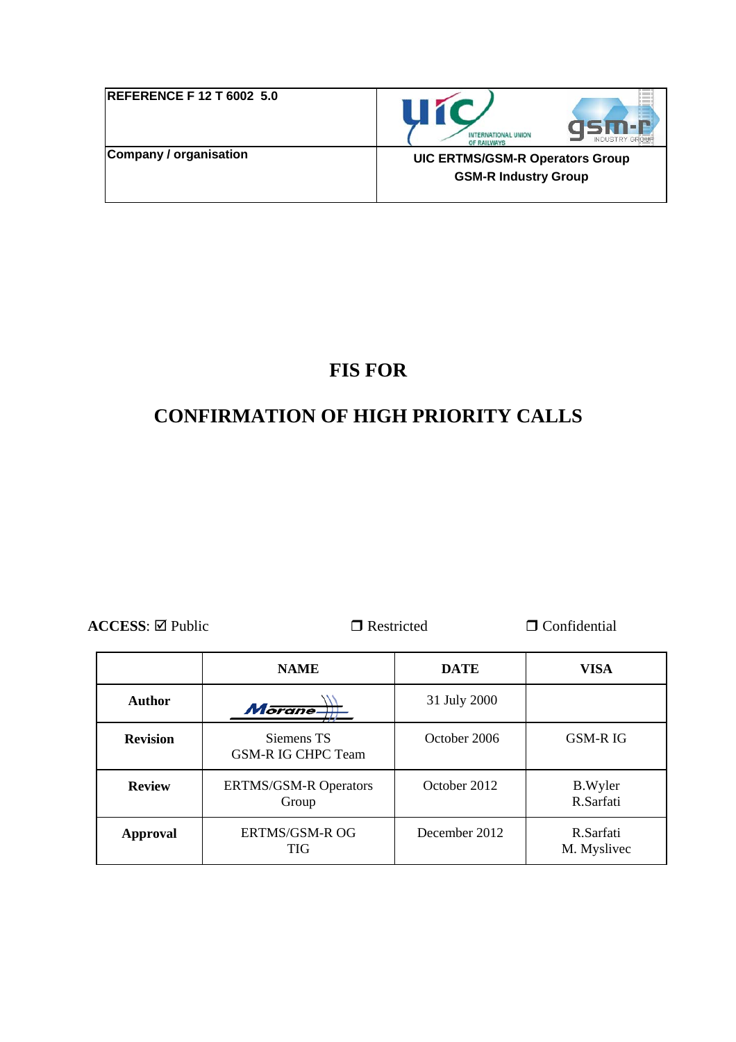| REFERENCE F 12 T 6002 5.0 | |
| --- | --- |
| Company / organisation | UIC ERTMS/GSM-R Operators Group<br>GSM-R Industry Group |

# FIS FOR

# CONFIRMATION OF HIGH PRIORITY CALLS

**ACCESS**: ☑ Public ❒ Restricted ❒ Confidential

| | NAME | DATE | VISA |
| --- | --- | --- | --- |
| **Author** | Morane | 31 July 2000 | |
| **Revision** | Siemens TS<br>GSM-R IG CHPC Team | October 2006 | GSM-R IG |
| **Review** | ERTMS/GSM-R Operators Group | October 2012 | B.Wyler<br>R.Sarfati |
| **Approval** | ERTMS/GSM-R OG<br>TIG | December 2012 | R.Sarfati<br>M. Myslivec |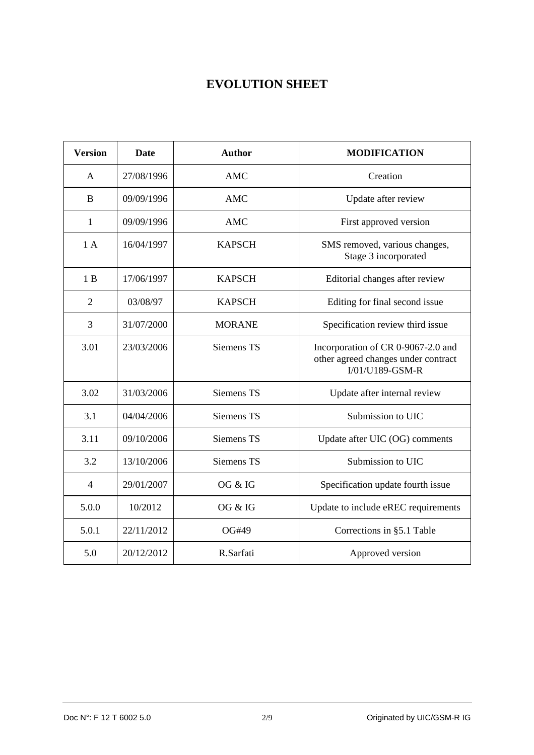# EVOLUTION SHEET

| Version | Date | Author | MODIFICATION |
|---|---|---|---|
| A | 27/08/1996 | AMC | Creation |
| B | 09/09/1996 | AMC | Update after review |
| 1 | 09/09/1996 | AMC | First approved version |
| 1 A | 16/04/1997 | KAPSCH | SMS removed, various changes, Stage 3 incorporated |
| 1 B | 17/06/1997 | KAPSCH | Editorial changes after review |
| 2 | 03/08/97 | KAPSCH | Editing for final second issue |
| 3 | 31/07/2000 | MORANE | Specification review third issue |
| 3.01 | 23/03/2006 | Siemens TS | Incorporation of CR 0-9067-2.0 and other agreed changes under contract I/01/U189-GSM-R |
| 3.02 | 31/03/2006 | Siemens TS | Update after internal review |
| 3.1 | 04/04/2006 | Siemens TS | Submission to UIC |
| 3.11 | 09/10/2006 | Siemens TS | Update after UIC (OG) comments |
| 3.2 | 13/10/2006 | Siemens TS | Submission to UIC |
| 4 | 29/01/2007 | OG & IG | Specification update fourth issue |
| 5.0.0 | 10/2012 | OG & IG | Update to include eREC requirements |
| 5.0.1 | 22/11/2012 | OG#49 | Corrections in §5.1 Table |
| 5.0 | 20/12/2012 | R.Sarfati | Approved version |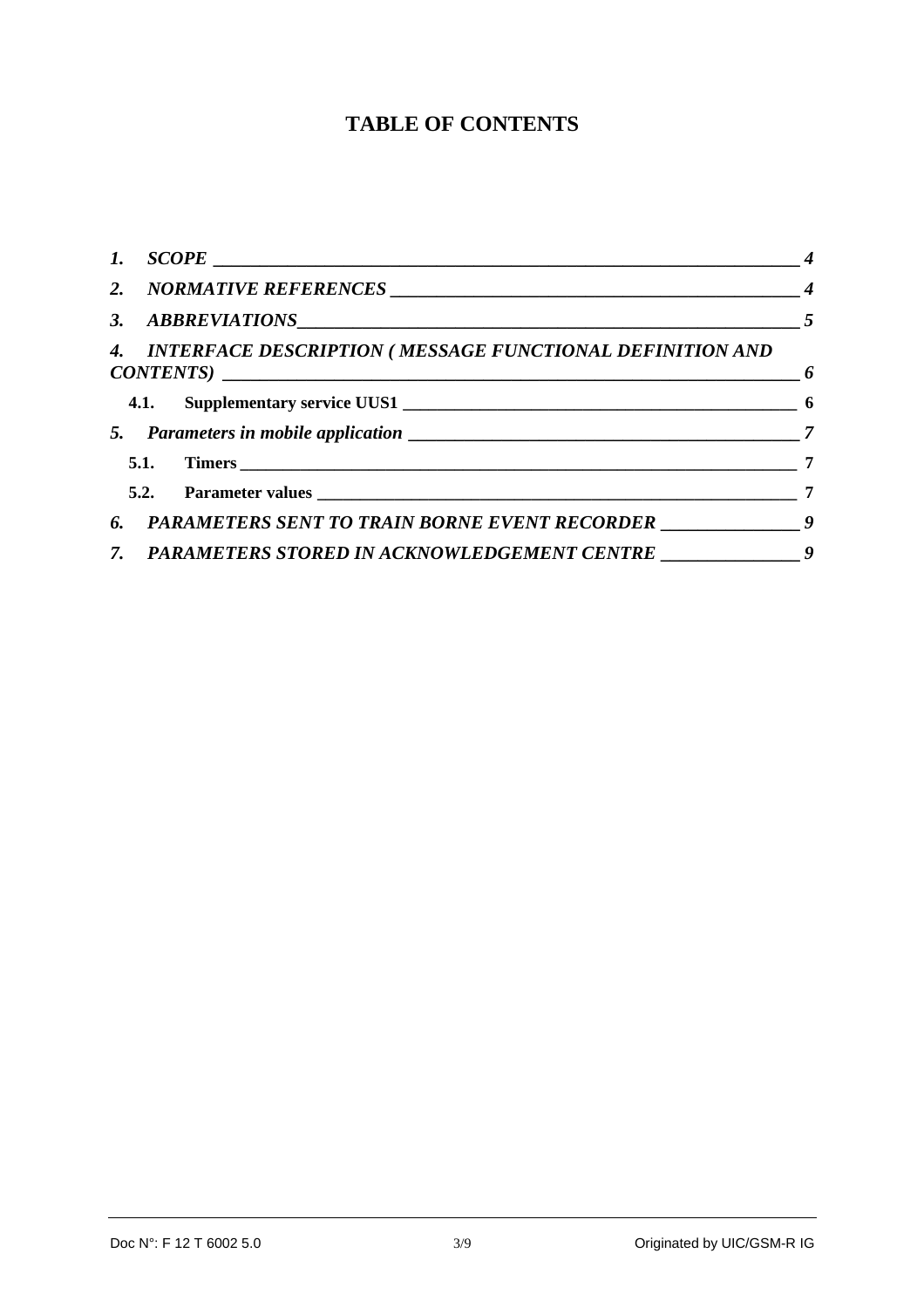# TABLE OF CONTENTS

*1. SCOPE* ____ *4*

*2. NORMATIVE REFERENCES* ____ *4*

*3. ABBREVIATIONS* ____ *5*

*4. INTERFACE DESCRIPTION ( MESSAGE FUNCTIONAL DEFINITION AND CONTENTS)* ____ *6*

**4.1. Supplementary service UUS1** ____ **6**

*5. Parameters in mobile application* ____ *7*

**5.1. Timers** ____ **7**

**5.2. Parameter values** ____ **7**

*6. PARAMETERS SENT TO TRAIN BORNE EVENT RECORDER* ____ *9*

*7. PARAMETERS STORED IN ACKNOWLEDGEMENT CENTRE* ____ *9*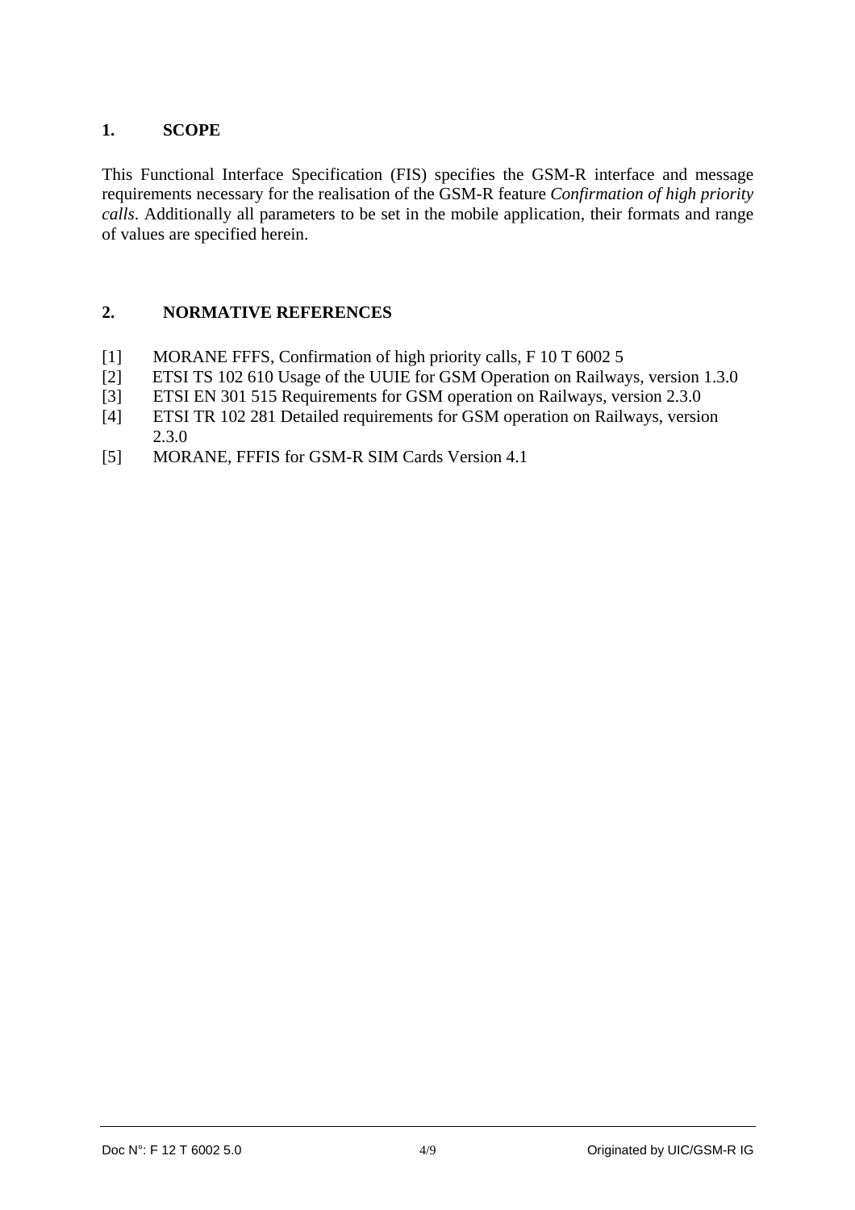## 1. SCOPE

This Functional Interface Specification (FIS) specifies the GSM-R interface and message requirements necessary for the realisation of the GSM-R feature *Confirmation of high priority calls*. Additionally all parameters to be set in the mobile application, their formats and range of values are specified herein.

## 2. NORMATIVE REFERENCES

[1] MORANE FFFS, Confirmation of high priority calls, F 10 T 6002 5

[2] ETSI TS 102 610 Usage of the UUIE for GSM Operation on Railways, version 1.3.0

[3] ETSI EN 301 515 Requirements for GSM operation on Railways, version 2.3.0

[4] ETSI TR 102 281 Detailed requirements for GSM operation on Railways, version 2.3.0

[5] MORANE, FFFIS for GSM-R SIM Cards Version 4.1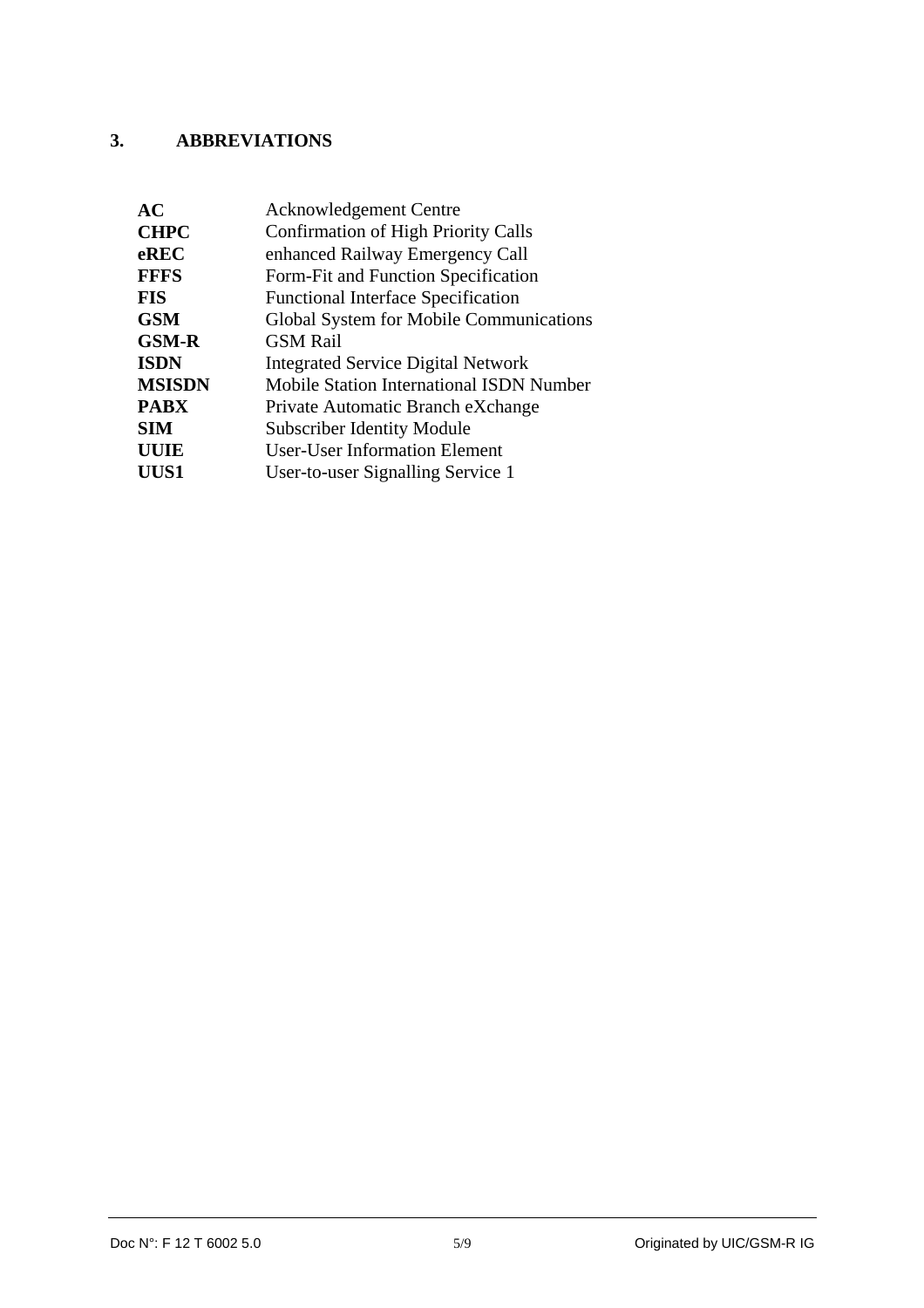# 3. ABBREVIATIONS

| | |
|---|---|
| **AC** | Acknowledgement Centre |
| **CHPC** | Confirmation of High Priority Calls |
| **eREC** | enhanced Railway Emergency Call |
| **FFFS** | Form-Fit and Function Specification |
| **FIS** | Functional Interface Specification |
| **GSM** | Global System for Mobile Communications |
| **GSM-R** | GSM Rail |
| **ISDN** | Integrated Service Digital Network |
| **MSISDN** | Mobile Station International ISDN Number |
| **PABX** | Private Automatic Branch eXchange |
| **SIM** | Subscriber Identity Module |
| **UUIE** | User-User Information Element |
| **UUS1** | User-to-user Signalling Service 1 |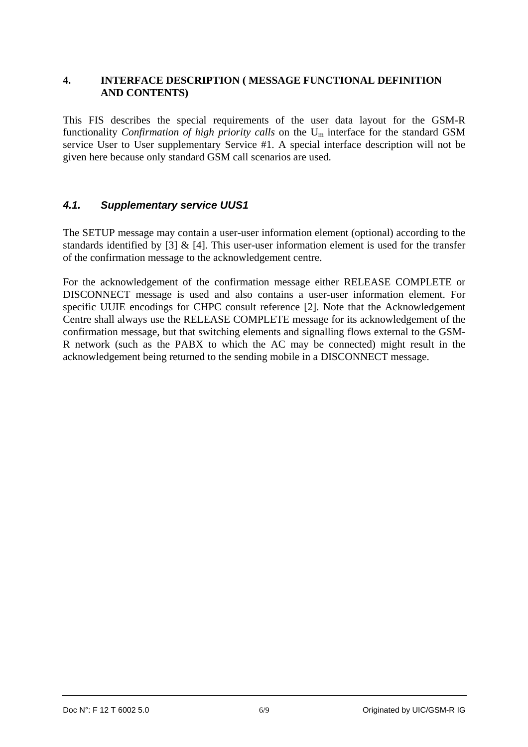# 4. INTERFACE DESCRIPTION ( MESSAGE FUNCTIONAL DEFINITION AND CONTENTS)

This FIS describes the special requirements of the user data layout for the GSM-R functionality *Confirmation of high priority calls* on the $U_m$ interface for the standard GSM service User to User supplementary Service #1. A special interface description will not be given here because only standard GSM call scenarios are used.

## *4.1. Supplementary service UUS1*

The SETUP message may contain a user-user information element (optional) according to the standards identified by [3] & [4]. This user-user information element is used for the transfer of the confirmation message to the acknowledgement centre.

For the acknowledgement of the confirmation message either RELEASE COMPLETE or DISCONNECT message is used and also contains a user-user information element. For specific UUIE encodings for CHPC consult reference [2]. Note that the Acknowledgement Centre shall always use the RELEASE COMPLETE message for its acknowledgement of the confirmation message, but that switching elements and signalling flows external to the GSM-R network (such as the PABX to which the AC may be connected) might result in the acknowledgement being returned to the sending mobile in a DISCONNECT message.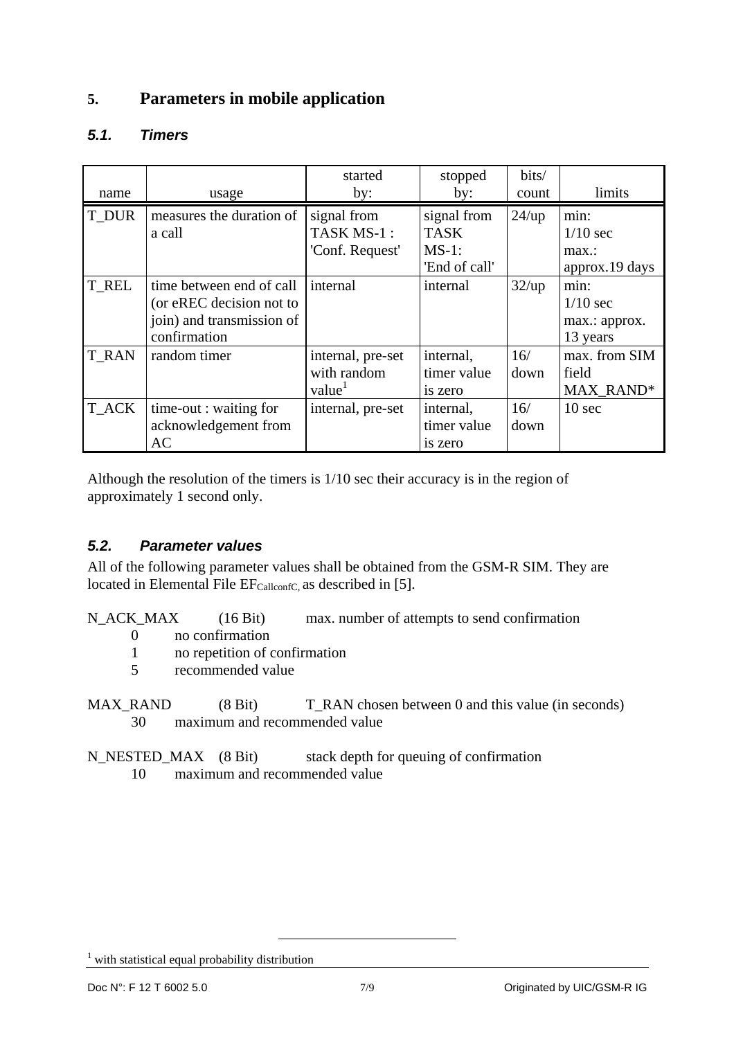# 5. Parameters in mobile application

## 5.1. Timers

| name | usage | started by: | stopped by: | bits/ count | limits |
|---|---|---|---|---|---|
| T_DUR | measures the duration of a call | signal from TASK MS-1 : 'Conf. Request' | signal from TASK MS-1: 'End of call' | 24/up | min: 1/10 sec max.: approx.19 days |
| T_REL | time between end of call (or eREC decision not to join) and transmission of confirmation | internal | internal | 32/up | min: 1/10 sec max.: approx. 13 years |
| T_RAN | random timer | internal, pre-set with random value[1] | internal, timer value is zero | 16/ down | max. from SIM field MAX_RAND* |
| T_ACK | time-out : waiting for acknowledgement from AC | internal, pre-set | internal, timer value is zero | 16/ down | 10 sec |

Although the resolution of the timers is 1/10 sec their accuracy is in the region of approximately 1 second only.

## 5.2. Parameter values

All of the following parameter values shall be obtained from the GSM-R SIM. They are located in Elemental File $EF_{CallconfC}$, as described in [5].

N_ACK_MAX (16 Bit) max. number of attempts to send confirmation

- 0 no confirmation
- 1 no repetition of confirmation
- 5 recommended value

MAX_RAND (8 Bit) T_RAN chosen between 0 and this value (in seconds)

- 30 maximum and recommended value

N_NESTED_MAX (8 Bit) stack depth for queuing of confirmation

- 10 maximum and recommended value

[1] with statistical equal probability distribution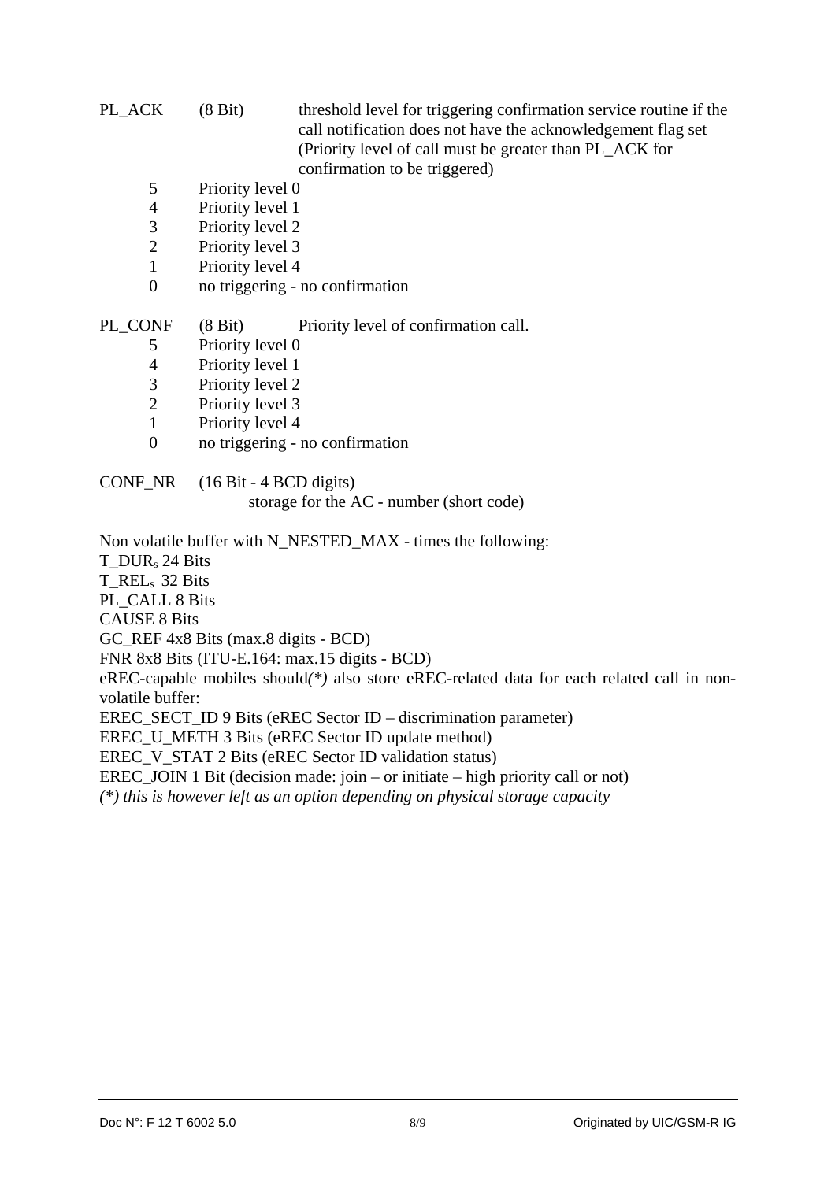PL_ACK (8 Bit) threshold level for triggering confirmation service routine if the call notification does not have the acknowledgement flag set (Priority level of call must be greater than PL_ACK for confirmation to be triggered)

| | |
|---|---|
| 5 | Priority level 0 |
| 4 | Priority level 1 |
| 3 | Priority level 2 |
| 2 | Priority level 3 |
| 1 | Priority level 4 |
| 0 | no triggering - no confirmation |

PL_CONF (8 Bit) Priority level of confirmation call.

| | |
|---|---|
| 5 | Priority level 0 |
| 4 | Priority level 1 |
| 3 | Priority level 2 |
| 2 | Priority level 3 |
| 1 | Priority level 4 |
| 0 | no triggering - no confirmation |

CONF_NR (16 Bit - 4 BCD digits)
storage for the AC - number (short code)

Non volatile buffer with N_NESTED_MAX - times the following:

$T\_DUR_s$ 24 Bits
$T\_REL_s$ 32 Bits
PL_CALL 8 Bits
CAUSE 8 Bits
GC_REF 4x8 Bits (max.8 digits - BCD)
FNR 8x8 Bits (ITU-E.164: max.15 digits - BCD)

eREC-capable mobiles should*(\*)* also store eREC-related data for each related call in non-volatile buffer:

EREC_SECT_ID 9 Bits (eREC Sector ID – discrimination parameter)
EREC_U_METH 3 Bits (eREC Sector ID update method)
EREC_V_STAT 2 Bits (eREC Sector ID validation status)
EREC_JOIN 1 Bit (decision made: join – or initiate – high priority call or not)

*(\*) this is however left as an option depending on physical storage capacity*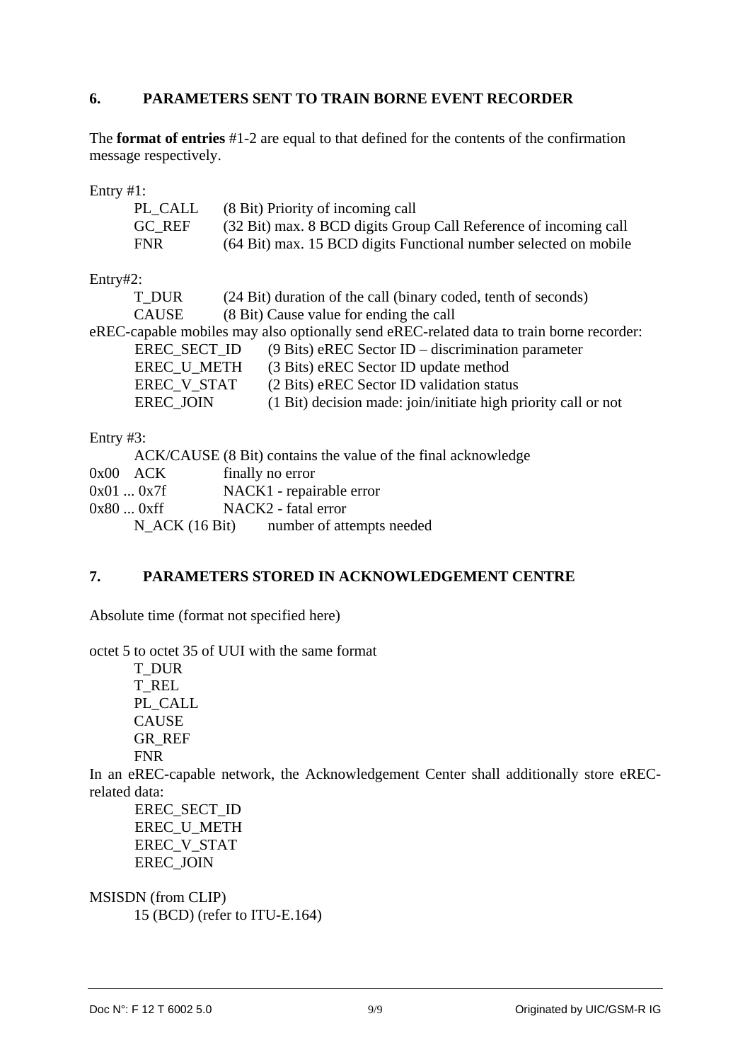## 6. PARAMETERS SENT TO TRAIN BORNE EVENT RECORDER

The **format of entries** #1-2 are equal to that defined for the contents of the confirmation message respectively.

Entry #1:

| | |
|---|---|
| PL_CALL | (8 Bit) Priority of incoming call |
| GC_REF | (32 Bit) max. 8 BCD digits Group Call Reference of incoming call |
| FNR | (64 Bit) max. 15 BCD digits Functional number selected on mobile |

Entry#2:

| | |
|---|---|
| T_DUR | (24 Bit) duration of the call (binary coded, tenth of seconds) |
| CAUSE | (8 Bit) Cause value for ending the call |

eREC-capable mobiles may also optionally send eREC-related data to train borne recorder:

| | |
|---|---|
| EREC_SECT_ID | (9 Bits) eREC Sector ID – discrimination parameter |
| EREC_U_METH | (3 Bits) eREC Sector ID update method |
| EREC_V_STAT | (2 Bits) eREC Sector ID validation status |
| EREC_JOIN | (1 Bit) decision made: join/initiate high priority call or not |

Entry #3:

ACK/CAUSE (8 Bit) contains the value of the final acknowledge

| | |
|---|---|
| 0x00 ACK | finally no error |
| 0x01 ... 0x7f | NACK1 - repairable error |
| 0x80 ... 0xff | NACK2 - fatal error |

N_ACK (16 Bit) number of attempts needed

## 7. PARAMETERS STORED IN ACKNOWLEDGEMENT CENTRE

Absolute time (format not specified here)

octet 5 to octet 35 of UUI with the same format

- T_DUR
- T_REL
- PL_CALL
- CAUSE
- GR_REF
- FNR

In an eREC-capable network, the Acknowledgement Center shall additionally store eREC-related data:

- EREC_SECT_ID
- EREC_U_METH
- EREC_V_STAT
- EREC_JOIN

MSISDN (from CLIP)

15 (BCD) (refer to ITU-E.164)